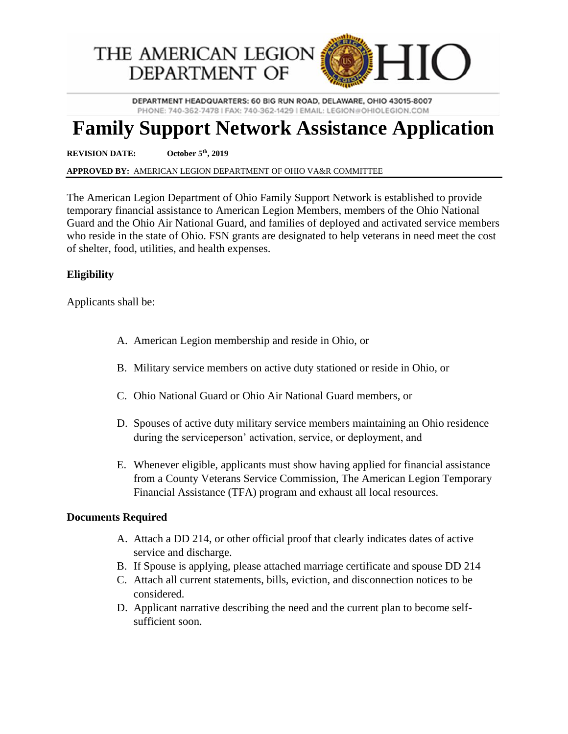THE AMERICAN LEGION DEPARTMENT OF OHIO

DEPARTMENT HEADQUARTERS: 60 BIG RUN ROAD, DELAWARE, OHIO 43015-8007
PHONE: 740-362-7478 | FAX: 740-362-1429 | EMAIL: LEGION@OHIOLEGION.COM

# Family Support Network Assistance Application

**REVISION DATE:** **October 5th, 2019**

**APPROVED BY:** AMERICAN LEGION DEPARTMENT OF OHIO VA&R COMMITTEE

---

The American Legion Department of Ohio Family Support Network is established to provide temporary financial assistance to American Legion Members, members of the Ohio National Guard and the Ohio Air National Guard, and families of deployed and activated service members who reside in the state of Ohio. FSN grants are designated to help veterans in need meet the cost of shelter, food, utilities, and health expenses.

### Eligibility

Applicants shall be:

A. American Legion membership and reside in Ohio, or

B. Military service members on active duty stationed or reside in Ohio, or

C. Ohio National Guard or Ohio Air National Guard members, or

D. Spouses of active duty military service members maintaining an Ohio residence during the serviceperson' activation, service, or deployment, and

E. Whenever eligible, applicants must show having applied for financial assistance from a County Veterans Service Commission, The American Legion Temporary Financial Assistance (TFA) program and exhaust all local resources.

### Documents Required

A. Attach a DD 214, or other official proof that clearly indicates dates of active service and discharge.
B. If Spouse is applying, please attached marriage certificate and spouse DD 214
C. Attach all current statements, bills, eviction, and disconnection notices to be considered.
D. Applicant narrative describing the need and the current plan to become self-sufficient soon.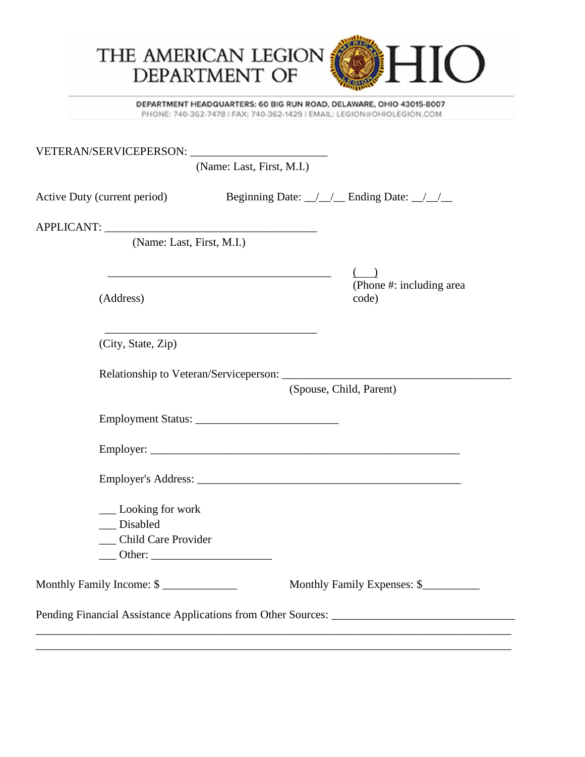# THE AMERICAN LEGION DEPARTMENT OF OHIO

DEPARTMENT HEADQUARTERS: 60 BIG RUN ROAD, DELAWARE, OHIO 43015-8007
PHONE: 740-362-7478 | FAX: 740-362-1429 | EMAIL: LEGION@OHIOLEGION.COM

VETERAN/SERVICEPERSON: ________________________
(Name: Last, First, M.I.)

Active Duty (current period) Beginning Date: __/__/__ Ending Date: __/__/__

APPLICANT: _____________________________________
(Name: Last, First, M.I.)

_______________________________________ (___)
(Address) (Phone #: including area code)

_____________________________________
(City, State, Zip)

Relationship to Veteran/Serviceperson: ________________________________________
(Spouse, Child, Parent)

Employment Status: _________________________

Employer: _______________________________________________________

Employer's Address: ______________________________________________

___ Looking for work
___ Disabled
___ Child Care Provider
___ Other: _____________________

Monthly Family Income: $ _____________ Monthly Family Expenses: $__________

Pending Financial Assistance Applications from Other Sources: _______________________________
_____________________________________________________________________________________
_____________________________________________________________________________________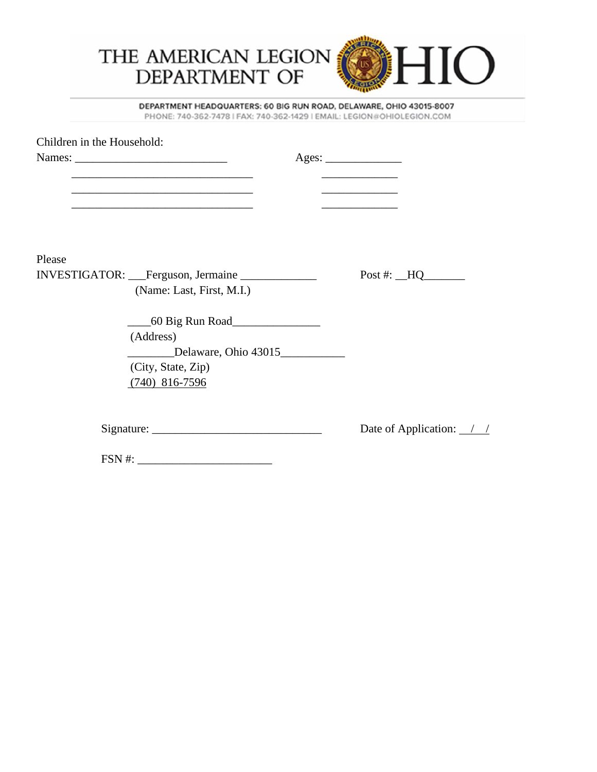# THE AMERICAN LEGION DEPARTMENT OF OHIO

DEPARTMENT HEADQUARTERS: 60 BIG RUN ROAD, DELAWARE, OHIO 43015-8007
PHONE: 740-362-7478 | FAX: 740-362-1429 | EMAIL: LEGION@OHIOLEGION.COM

Children in the Household:

Names: __________________________ Ages: _____________

_______________________________ _____________

_______________________________ _____________

_______________________________ _____________

Please

INVESTIGATOR: ___Ferguson, Jermaine _____________ Post #: __HQ_______

(Name: Last, First, M.I.)

____60 Big Run Road_______________

(Address)

________Delaware, Ohio 43015___________

(City, State, Zip)

(740) 816-7596

Signature: _____________________________ Date of Application: __/__/

FSN #: _______________________